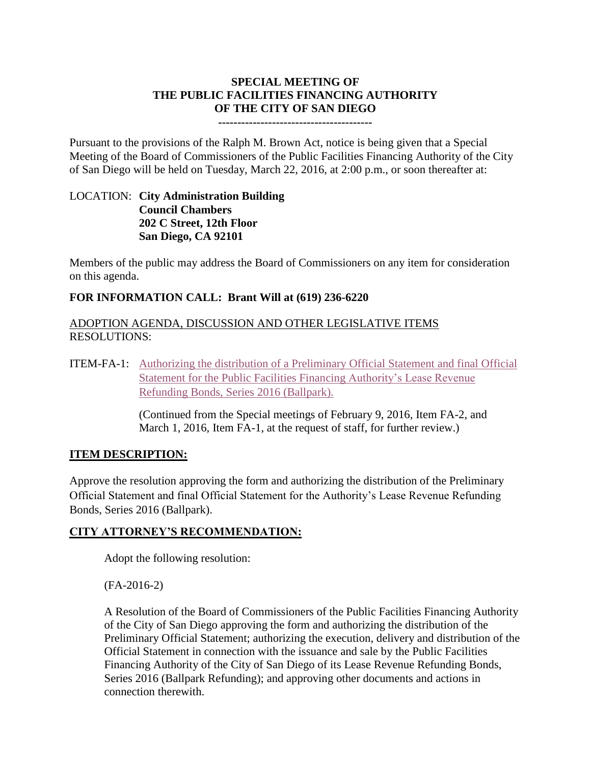# SPECIAL MEETING OF THE PUBLIC FACILITIES FINANCING AUTHORITY OF THE CITY OF SAN DIEGO

----------------------------------------

Pursuant to the provisions of the Ralph M. Brown Act, notice is being given that a Special Meeting of the Board of Commissioners of the Public Facilities Financing Authority of the City of San Diego will be held on Tuesday, March 22, 2016, at 2:00 p.m., or soon thereafter at:

LOCATION: **City Administration Building**
**Council Chambers**
**202 C Street, 12th Floor**
**San Diego, CA 92101**

Members of the public may address the Board of Commissioners on any item for consideration on this agenda.

**FOR INFORMATION CALL: Brant Will at (619) 236-6220**

ADOPTION AGENDA, DISCUSSION AND OTHER LEGISLATIVE ITEMS
RESOLUTIONS:

ITEM-FA-1: Authorizing the distribution of a Preliminary Official Statement and final Official Statement for the Public Facilities Financing Authority's Lease Revenue Refunding Bonds, Series 2016 (Ballpark).

(Continued from the Special meetings of February 9, 2016, Item FA-2, and March 1, 2016, Item FA-1, at the request of staff, for further review.)

## ITEM DESCRIPTION:

Approve the resolution approving the form and authorizing the distribution of the Preliminary Official Statement and final Official Statement for the Authority's Lease Revenue Refunding Bonds, Series 2016 (Ballpark).

## CITY ATTORNEY'S RECOMMENDATION:

Adopt the following resolution:

(FA-2016-2)

A Resolution of the Board of Commissioners of the Public Facilities Financing Authority of the City of San Diego approving the form and authorizing the distribution of the Preliminary Official Statement; authorizing the execution, delivery and distribution of the Official Statement in connection with the issuance and sale by the Public Facilities Financing Authority of the City of San Diego of its Lease Revenue Refunding Bonds, Series 2016 (Ballpark Refunding); and approving other documents and actions in connection therewith.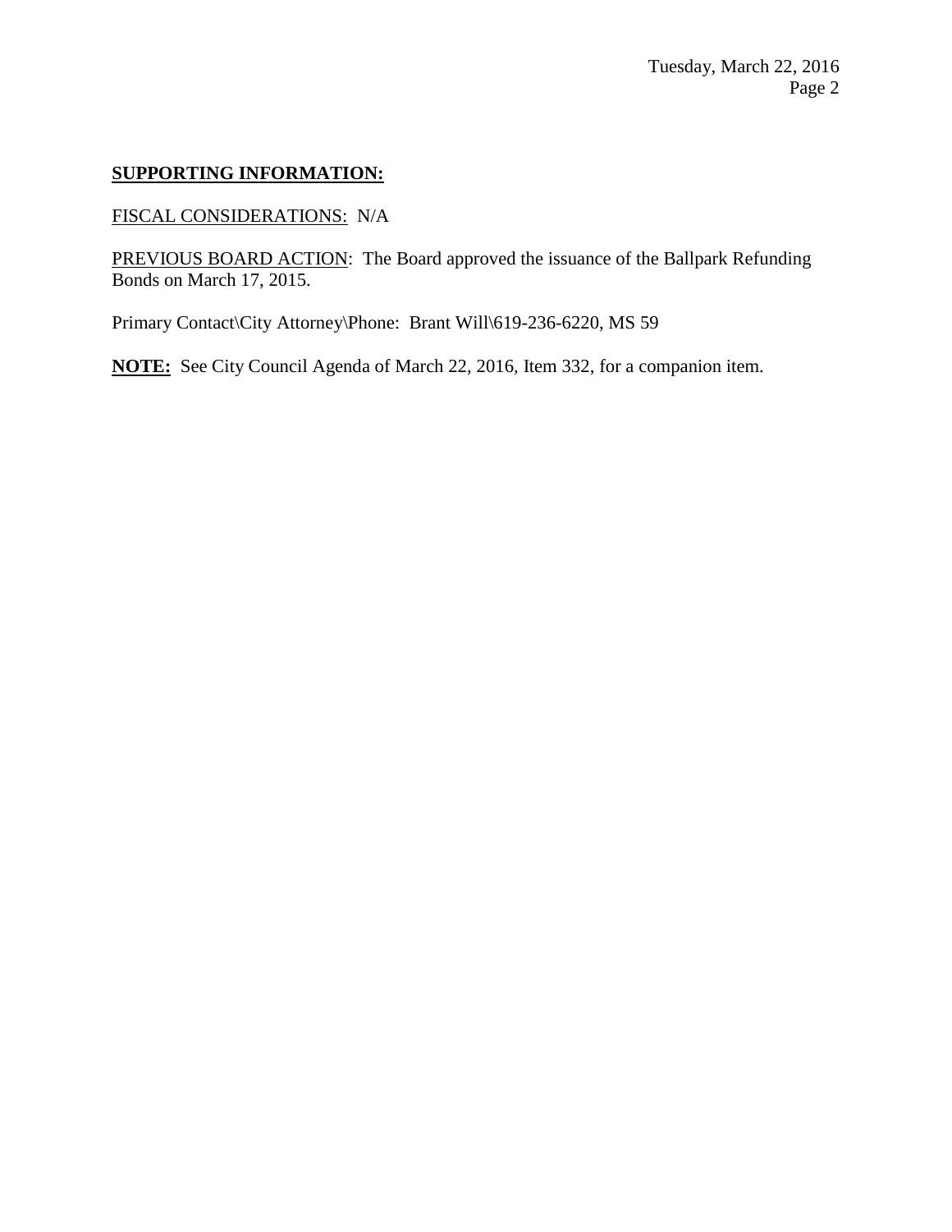**SUPPORTING INFORMATION:**

FISCAL CONSIDERATIONS: N/A

PREVIOUS BOARD ACTION: The Board approved the issuance of the Ballpark Refunding Bonds on March 17, 2015.

Primary Contact\City Attorney\Phone: Brant Will\619-236-6220, MS 59

**NOTE:** See City Council Agenda of March 22, 2016, Item 332, for a companion item.